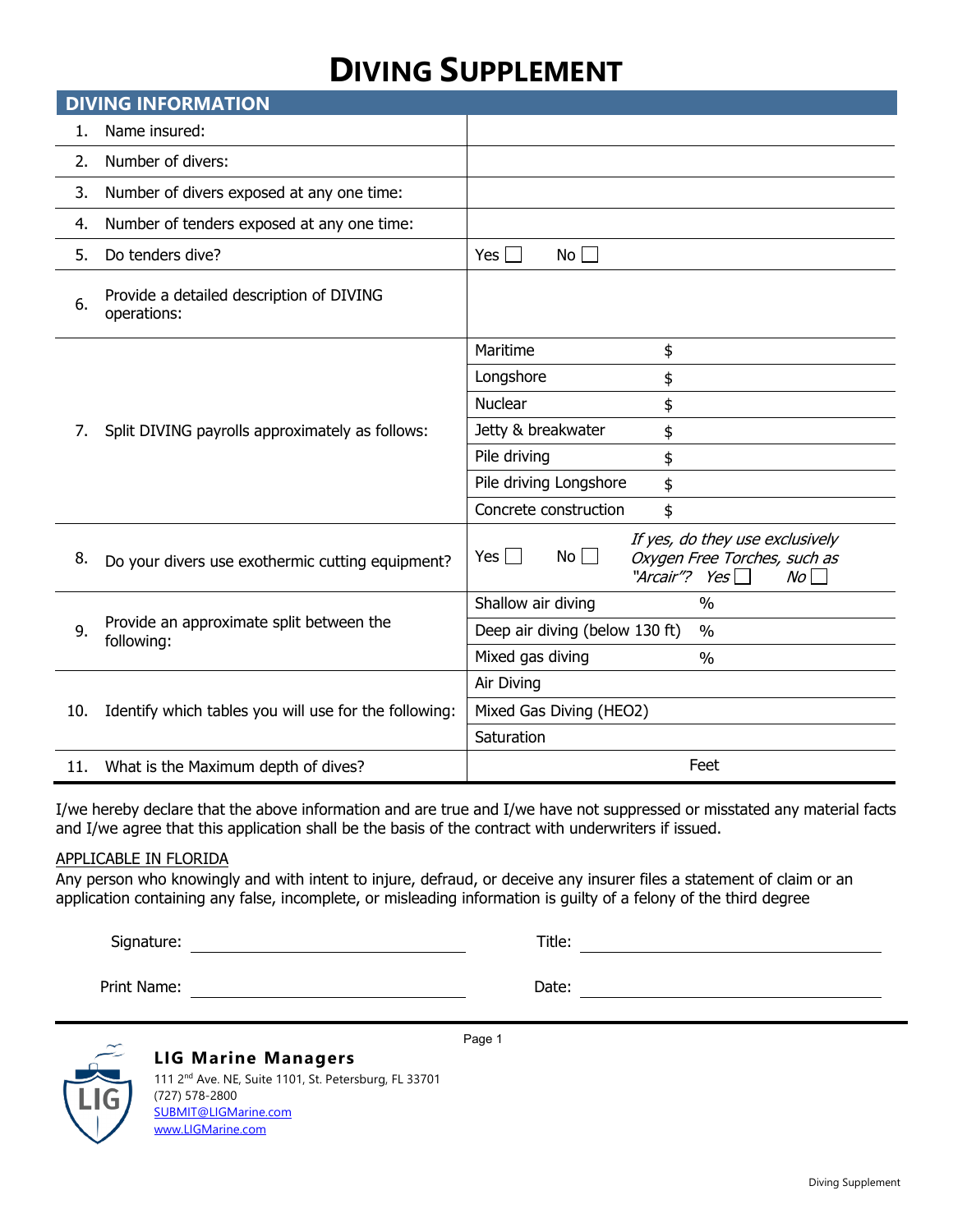# DIVING SUPPLEMENT

## DIVING INFORMATION

| # | Question | Response | |
|---|---|---|---|
| 1. | Name insured: | | |
| 2. | Number of divers: | | |
| 3. | Number of divers exposed at any one time: | | |
| 4. | Number of tenders exposed at any one time: | | |
| 5. | Do tenders dive? | Yes ☐ No ☐ | |
| 6. | Provide a detailed description of DIVING operations: | | |
| 7. | Split DIVING payrolls approximately as follows: | Maritime | $ |
| | | Longshore | $ |
| | | Nuclear | $ |
| | | Jetty & breakwater | $ |
| | | Pile driving | $ |
| | | Pile driving Longshore | $ |
| | | Concrete construction | $ |
| 8. | Do your divers use exothermic cutting equipment? | Yes ☐ No ☐ | *If yes, do they use exclusively Oxygen Free Torches, such as "Arcair"?* *Yes* ☐ *No* ☐ |
| 9. | Provide an approximate split between the following: | Shallow air diving | % |
| | | Deep air diving (below 130 ft) | % |
| | | Mixed gas diving | % |
| 10. | Identify which tables you will use for the following: | Air Diving | |
| | | Mixed Gas Diving (HEO2) | |
| | | Saturation | |
| 11. | What is the Maximum depth of dives? | Feet | |

I/we hereby declare that the above information and are true and I/we have not suppressed or misstated any material facts and I/we agree that this application shall be the basis of the contract with underwriters if issued.

APPLICABLE IN FLORIDA

Any person who knowingly and with intent to injure, defraud, or deceive any insurer files a statement of claim or an application containing any false, incomplete, or misleading information is guilty of a felony of the third degree

Signature: ______________________ Title: ______________________

Print Name: ______________________ Date: ______________________

**LIG Marine Managers**
111 2nd Ave. NE, Suite 1101, St. Petersburg, FL 33701
(727) 578-2800
SUBMIT@LIGMarine.com
www.LIGMarine.com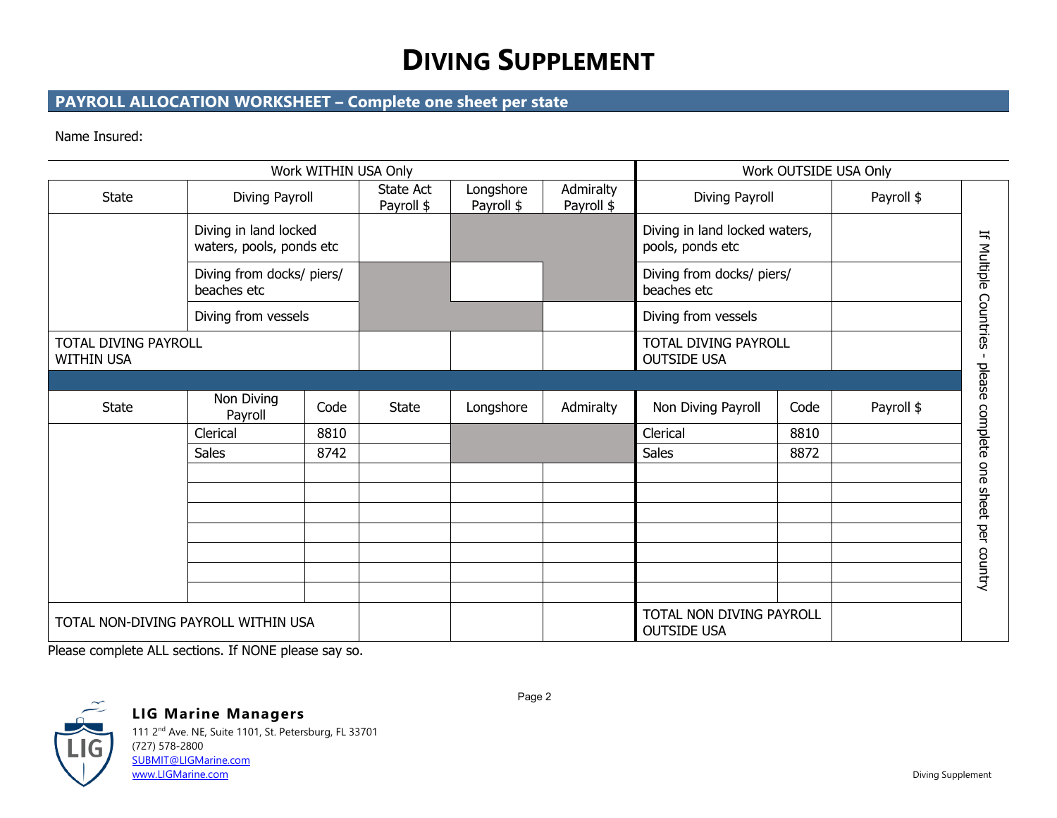# DIVING SUPPLEMENT

## PAYROLL ALLOCATION WORKSHEET – Complete one sheet per state

Name Insured:

| Work WITHIN USA Only | | | | | | Work OUTSIDE USA Only | | | |
|---|---|---|---|---|---|---|---|---|---|
| State | Diving Payroll | | State Act Payroll $ | Longshore Payroll $ | Admiralty Payroll $ | Diving Payroll | | Payroll $ | If Multiple Countries - please complete one sheet per country |
| | Diving in land locked waters, pools, ponds etc | | | | | Diving in land locked waters, pools, ponds etc | | | |
| | Diving from docks/ piers/ beaches etc | | | | | Diving from docks/ piers/ beaches etc | | | |
| | Diving from vessels | | | | | Diving from vessels | | | |
| TOTAL DIVING PAYROLL WITHIN USA | | | | | | TOTAL DIVING PAYROLL OUTSIDE USA | | | |
| State | Non Diving Payroll | Code | State | Longshore | Admiralty | Non Diving Payroll | Code | Payroll $ | |
| | Clerical | 8810 | | | | Clerical | 8810 | | |
| | Sales | 8742 | | | | Sales | 8872 | | |
| | | | | | | | | | |
| | | | | | | | | | |
| | | | | | | | | | |
| | | | | | | | | | |
| | | | | | | | | | |
| | | | | | | | | | |
| | | | | | | | | | |
| TOTAL NON-DIVING PAYROLL WITHIN USA | | | | | | TOTAL NON DIVING PAYROLL OUTSIDE USA | | | |

Please complete ALL sections. If NONE please say so.

**LIG Marine Managers**
111 2nd Ave. NE, Suite 1101, St. Petersburg, FL 33701
(727) 578-2800
SUBMIT@LIGMarine.com
www.LIGMarine.com